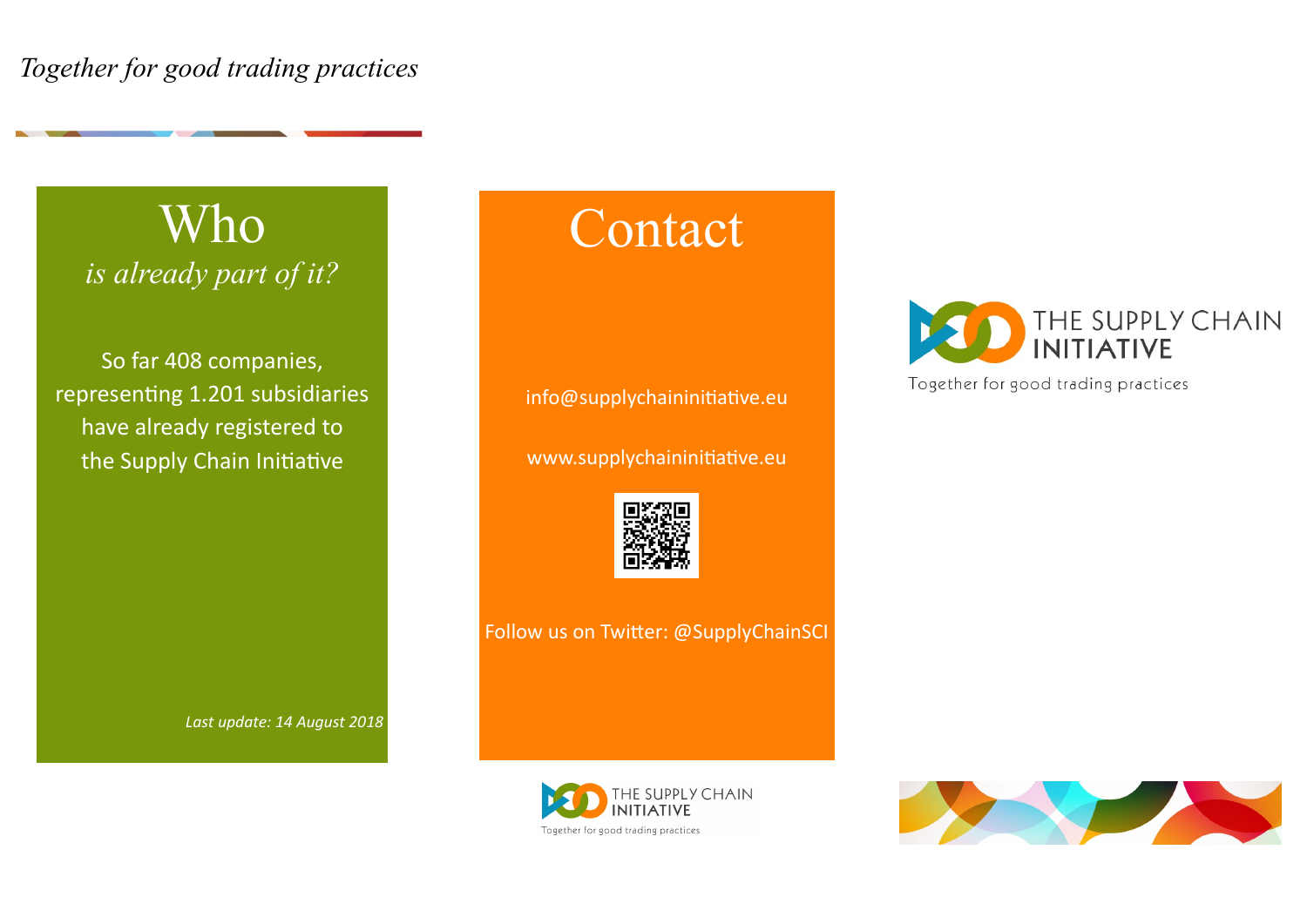*Together for good trading practices*

# Who

*is already part of it?*

So far 408 companies, representing 1.201 subsidiaries have already registered to the Supply Chain Initiative

*Last update: 14 August 2018*

# Contact

info@supplychaininitiative.eu

www.supplychaininitiative.eu

Follow us on Twitter: @SupplyChainSCI

THE SUPPLY CHAIN **INITIATIVE**

Together for good trading practices

THE SUPPLY CHAIN **INITIATIVE**

Together for good trading practices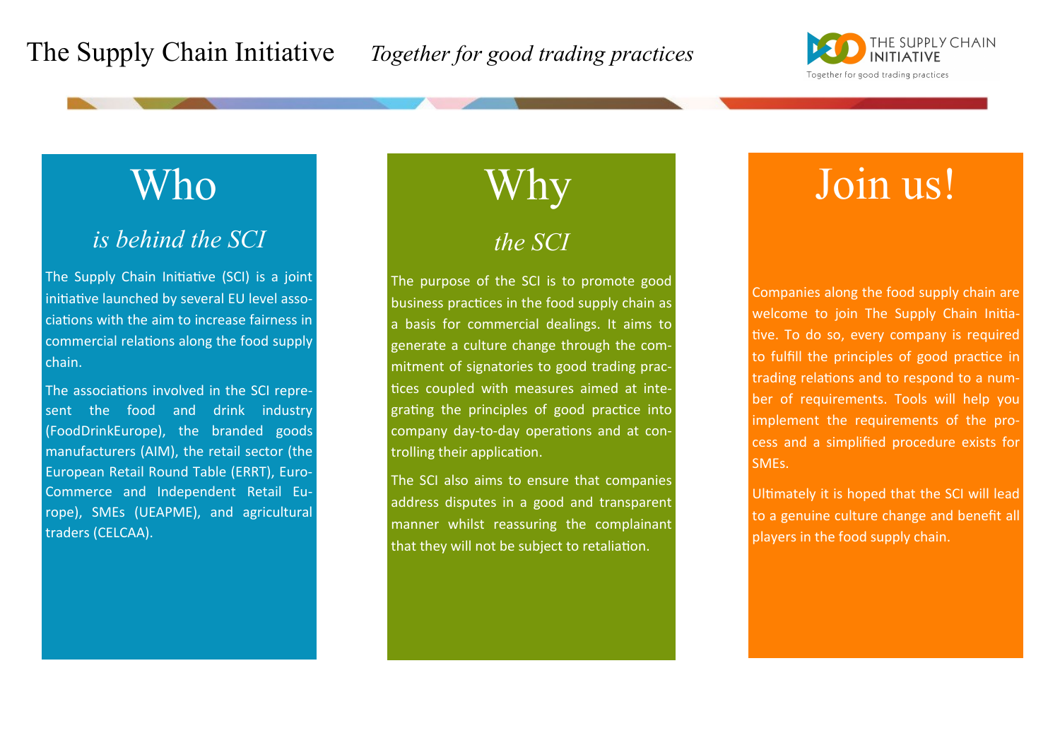The Supply Chain Initiative *Together for good trading practices*

THE SUPPLY CHAIN INITIATIVE
Together for good trading practices

# Who

## *is behind the SCI*

The Supply Chain Initiative (SCI) is a joint initiative launched by several EU level associations with the aim to increase fairness in commercial relations along the food supply chain.

The associations involved in the SCI represent the food and drink industry (FoodDrinkEurope), the branded goods manufacturers (AIM), the retail sector (the European Retail Round Table (ERRT), EuroCommerce and Independent Retail Europe), SMEs (UEAPME), and agricultural traders (CELCAA).

# Why

## *the SCI*

The purpose of the SCI is to promote good business practices in the food supply chain as a basis for commercial dealings. It aims to generate a culture change through the commitment of signatories to good trading practices coupled with measures aimed at integrating the principles of good practice into company day-to-day operations and at controlling their application.

The SCI also aims to ensure that companies address disputes in a good and transparent manner whilst reassuring the complainant that they will not be subject to retaliation.

# Join us!

Companies along the food supply chain are welcome to join The Supply Chain Initiative. To do so, every company is required to fulfill the principles of good practice in trading relations and to respond to a number of requirements. Tools will help you implement the requirements of the process and a simplified procedure exists for SMEs.

Ultimately it is hoped that the SCI will lead to a genuine culture change and benefit all players in the food supply chain.